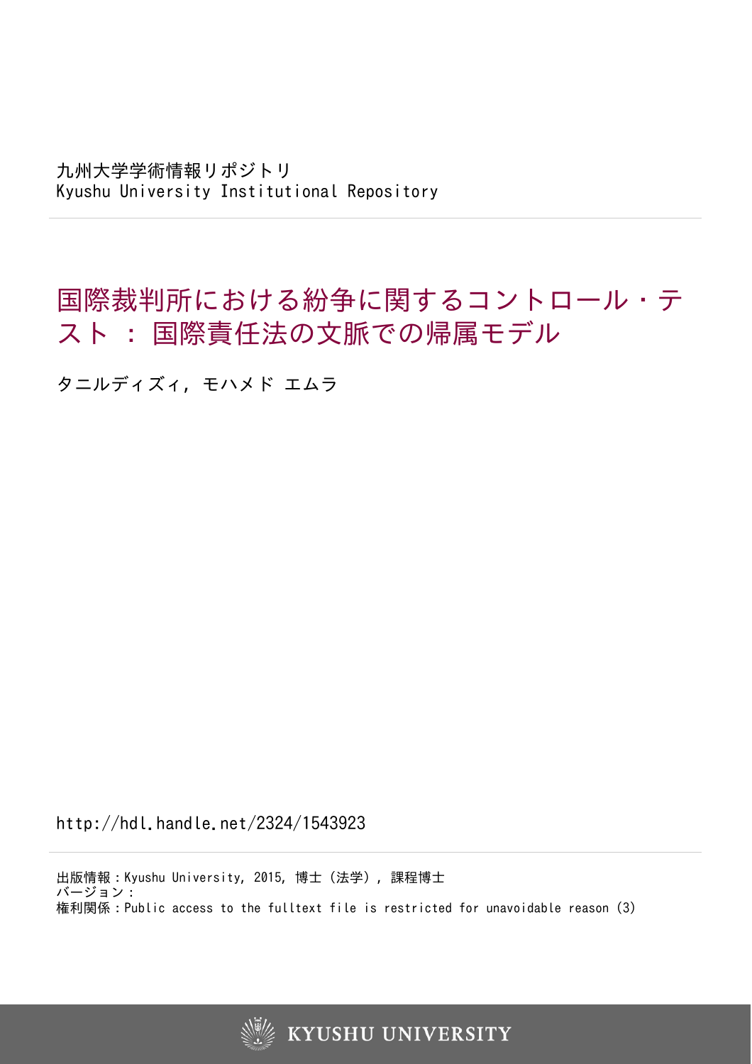九州大学学術情報リポジトリ
Kyushu University Institutional Repository

# 国際裁判所における紛争に関するコントロール・テスト : 国際責任法の文脈での帰属モデル

タニルディズィ, モハメド エムラ

http://hdl.handle.net/2324/1543923

出版情報：Kyushu University, 2015, 博士（法学）, 課程博士
バージョン：
権利関係：Public access to the fulltext file is restricted for unavoidable reason (3)

KYUSHU UNIVERSITY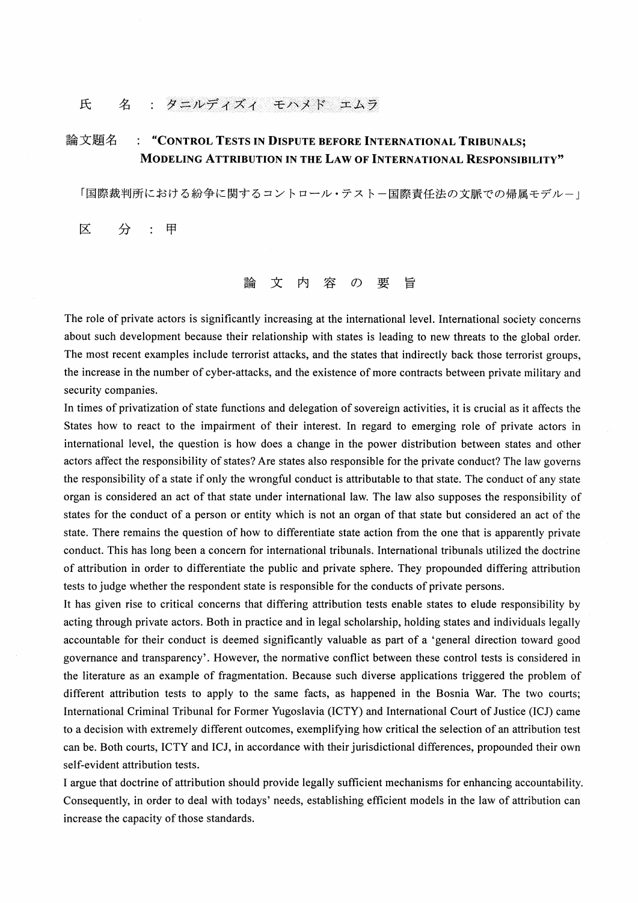氏　　名　：　タニルディズィ　モハメド　エムラ

論文題名　：　"CONTROL TESTS IN DISPUTE BEFORE INTERNATIONAL TRIBUNALS; MODELING ATTRIBUTION IN THE LAW OF INTERNATIONAL RESPONSIBILITY"

「国際裁判所における紛争に関するコントロール・テスト－国際責任法の文脈での帰属モデル－」

区　　分　：　甲

## 論 文 内 容 の 要 旨

The role of private actors is significantly increasing at the international level. International society concerns about such development because their relationship with states is leading to new threats to the global order. The most recent examples include terrorist attacks, and the states that indirectly back those terrorist groups, the increase in the number of cyber-attacks, and the existence of more contracts between private military and security companies.

In times of privatization of state functions and delegation of sovereign activities, it is crucial as it affects the States how to react to the impairment of their interest. In regard to emerging role of private actors in international level, the question is how does a change in the power distribution between states and other actors affect the responsibility of states? Are states also responsible for the private conduct? The law governs the responsibility of a state if only the wrongful conduct is attributable to that state. The conduct of any state organ is considered an act of that state under international law. The law also supposes the responsibility of states for the conduct of a person or entity which is not an organ of that state but considered an act of the state. There remains the question of how to differentiate state action from the one that is apparently private conduct. This has long been a concern for international tribunals. International tribunals utilized the doctrine of attribution in order to differentiate the public and private sphere. They propounded differing attribution tests to judge whether the respondent state is responsible for the conducts of private persons.

It has given rise to critical concerns that differing attribution tests enable states to elude responsibility by acting through private actors. Both in practice and in legal scholarship, holding states and individuals legally accountable for their conduct is deemed significantly valuable as part of a 'general direction toward good governance and transparency'. However, the normative conflict between these control tests is considered in the literature as an example of fragmentation. Because such diverse applications triggered the problem of different attribution tests to apply to the same facts, as happened in the Bosnia War. The two courts; International Criminal Tribunal for Former Yugoslavia (ICTY) and International Court of Justice (ICJ) came to a decision with extremely different outcomes, exemplifying how critical the selection of an attribution test can be. Both courts, ICTY and ICJ, in accordance with their jurisdictional differences, propounded their own self-evident attribution tests.

I argue that doctrine of attribution should provide legally sufficient mechanisms for enhancing accountability. Consequently, in order to deal with todays' needs, establishing efficient models in the law of attribution can increase the capacity of those standards.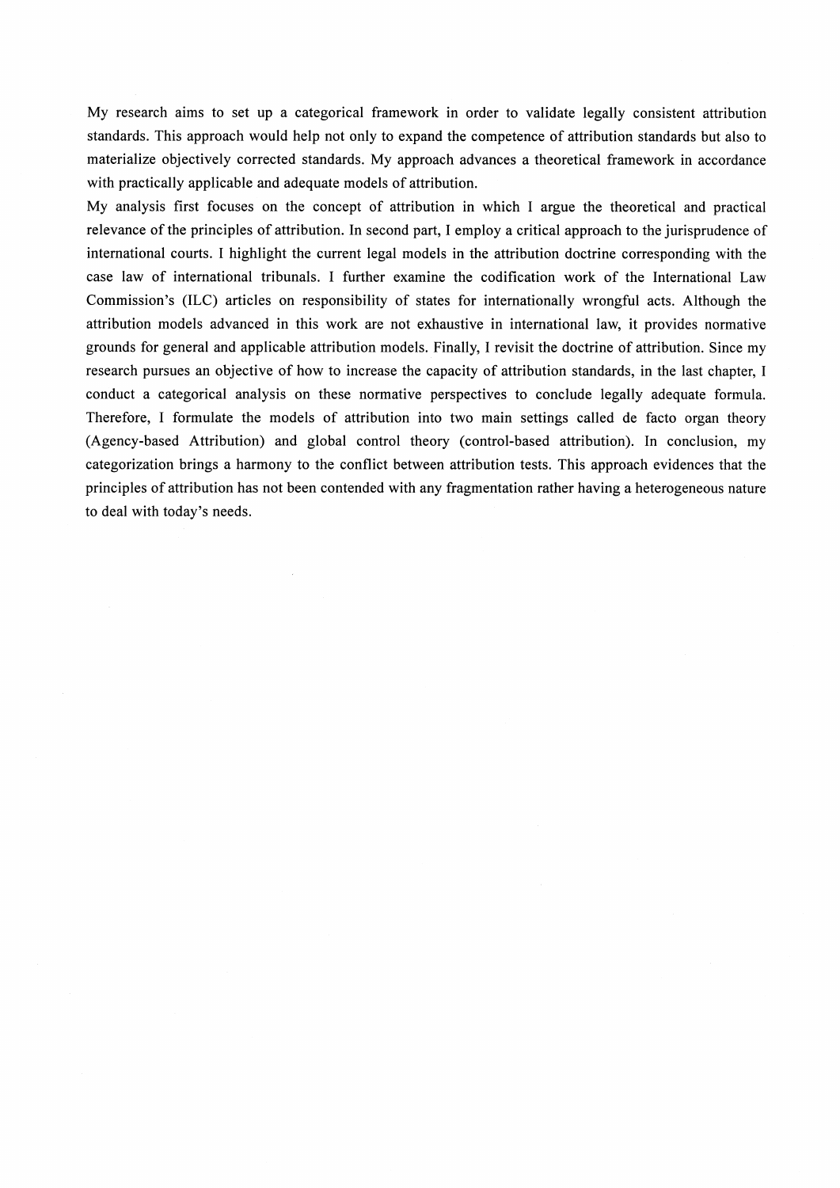My research aims to set up a categorical framework in order to validate legally consistent attribution standards. This approach would help not only to expand the competence of attribution standards but also to materialize objectively corrected standards. My approach advances a theoretical framework in accordance with practically applicable and adequate models of attribution.

My analysis first focuses on the concept of attribution in which I argue the theoretical and practical relevance of the principles of attribution. In second part, I employ a critical approach to the jurisprudence of international courts. I highlight the current legal models in the attribution doctrine corresponding with the case law of international tribunals. I further examine the codification work of the International Law Commission's (ILC) articles on responsibility of states for internationally wrongful acts. Although the attribution models advanced in this work are not exhaustive in international law, it provides normative grounds for general and applicable attribution models. Finally, I revisit the doctrine of attribution. Since my research pursues an objective of how to increase the capacity of attribution standards, in the last chapter, I conduct a categorical analysis on these normative perspectives to conclude legally adequate formula. Therefore, I formulate the models of attribution into two main settings called de facto organ theory (Agency-based Attribution) and global control theory (control-based attribution). In conclusion, my categorization brings a harmony to the conflict between attribution tests. This approach evidences that the principles of attribution has not been contended with any fragmentation rather having a heterogeneous nature to deal with today's needs.